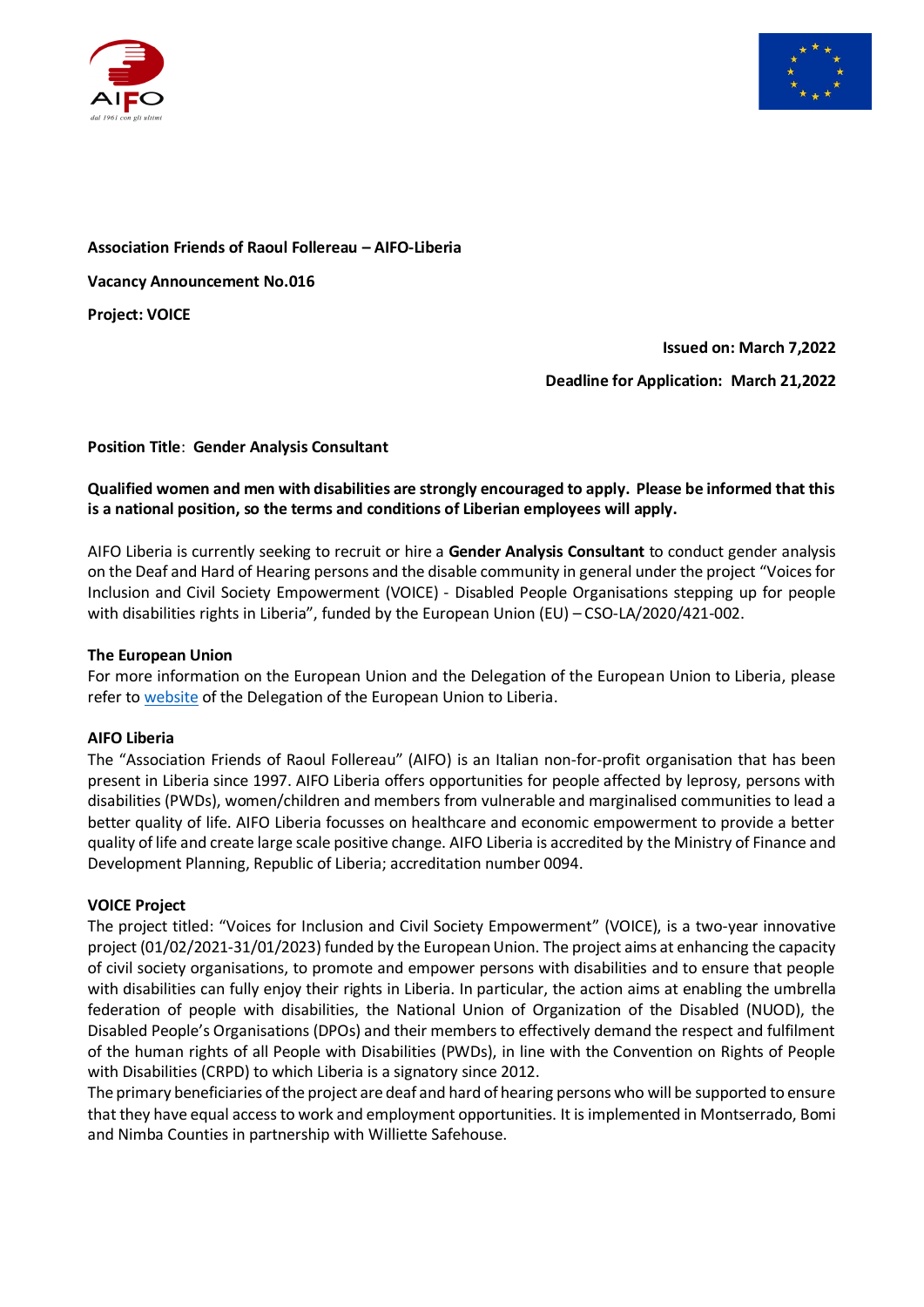**Association Friends of Raoul Follereau – AIFO-Liberia**

**Vacancy Announcement No.016**

**Project: VOICE**

**Issued on: March 7,2022**

**Deadline for Application: March 21,2022**

**Position Title**: **Gender Analysis Consultant**

**Qualified women and men with disabilities are strongly encouraged to apply. Please be informed that this is a national position, so the terms and conditions of Liberian employees will apply.**

AIFO Liberia is currently seeking to recruit or hire a **Gender Analysis Consultant** to conduct gender analysis on the Deaf and Hard of Hearing persons and the disable community in general under the project "Voices for Inclusion and Civil Society Empowerment (VOICE) - Disabled People Organisations stepping up for people with disabilities rights in Liberia", funded by the European Union (EU) – CSO-LA/2020/421-002.

**The European Union**

For more information on the European Union and the Delegation of the European Union to Liberia, please refer to website of the Delegation of the European Union to Liberia.

**AIFO Liberia**

The "Association Friends of Raoul Follereau" (AIFO) is an Italian non-for-profit organisation that has been present in Liberia since 1997. AIFO Liberia offers opportunities for people affected by leprosy, persons with disabilities (PWDs), women/children and members from vulnerable and marginalised communities to lead a better quality of life. AIFO Liberia focusses on healthcare and economic empowerment to provide a better quality of life and create large scale positive change. AIFO Liberia is accredited by the Ministry of Finance and Development Planning, Republic of Liberia; accreditation number 0094.

**VOICE Project**

The project titled: "Voices for Inclusion and Civil Society Empowerment" (VOICE), is a two-year innovative project (01/02/2021-31/01/2023) funded by the European Union. The project aims at enhancing the capacity of civil society organisations, to promote and empower persons with disabilities and to ensure that people with disabilities can fully enjoy their rights in Liberia. In particular, the action aims at enabling the umbrella federation of people with disabilities, the National Union of Organization of the Disabled (NUOD), the Disabled People's Organisations (DPOs) and their members to effectively demand the respect and fulfilment of the human rights of all People with Disabilities (PWDs), in line with the Convention on Rights of People with Disabilities (CRPD) to which Liberia is a signatory since 2012.

The primary beneficiaries of the project are deaf and hard of hearing persons who will be supported to ensure that they have equal access to work and employment opportunities. It is implemented in Montserrado, Bomi and Nimba Counties in partnership with Williette Safehouse.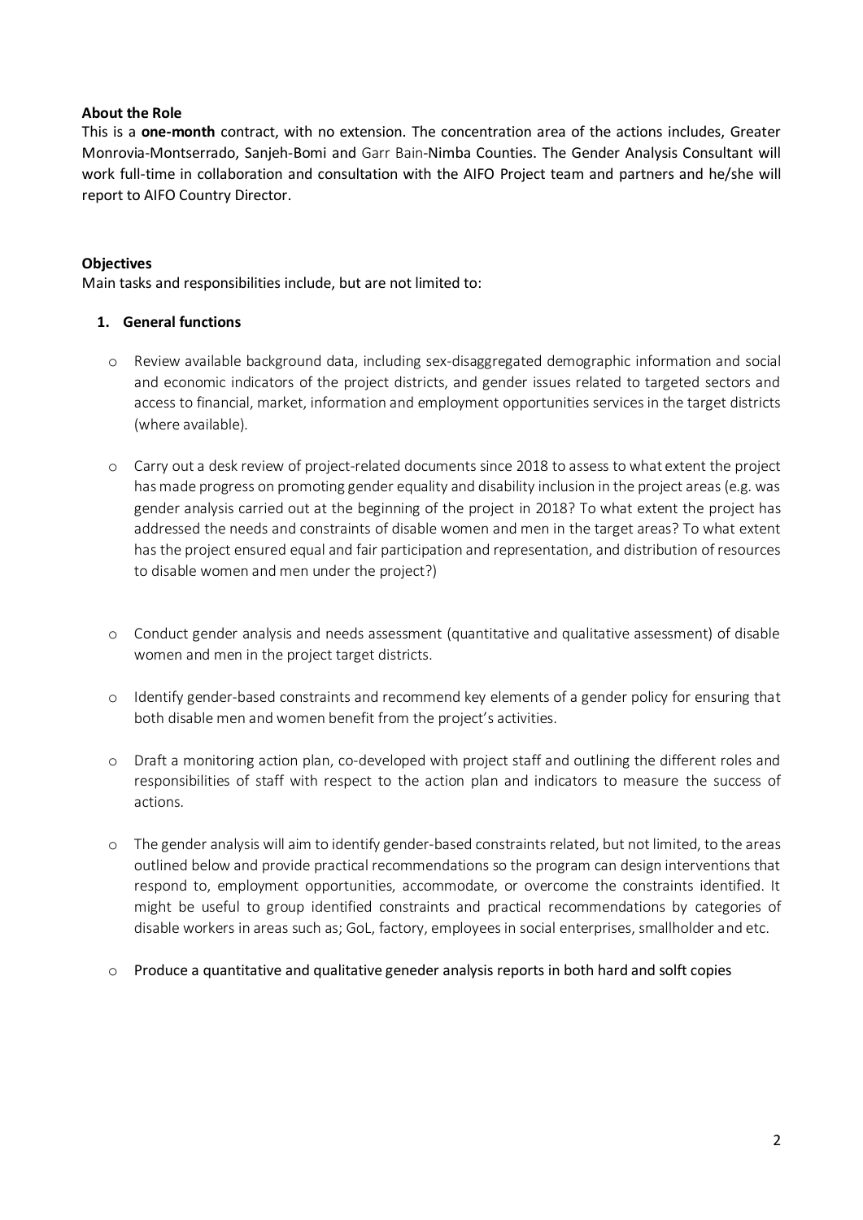**About the Role**

This is a **one-month** contract, with no extension. The concentration area of the actions includes, Greater Monrovia-Montserrado, Sanjeh-Bomi and Garr Bain-Nimba Counties. The Gender Analysis Consultant will work full-time in collaboration and consultation with the AIFO Project team and partners and he/she will report to AIFO Country Director.

**Objectives**

Main tasks and responsibilities include, but are not limited to:

1. **General functions**

   - Review available background data, including sex-disaggregated demographic information and social and economic indicators of the project districts, and gender issues related to targeted sectors and access to financial, market, information and employment opportunities services in the target districts (where available).

   - Carry out a desk review of project-related documents since 2018 to assess to what extent the project has made progress on promoting gender equality and disability inclusion in the project areas (e.g. was gender analysis carried out at the beginning of the project in 2018? To what extent the project has addressed the needs and constraints of disable women and men in the target areas? To what extent has the project ensured equal and fair participation and representation, and distribution of resources to disable women and men under the project?)

   - Conduct gender analysis and needs assessment (quantitative and qualitative assessment) of disable women and men in the project target districts.

   - Identify gender-based constraints and recommend key elements of a gender policy for ensuring that both disable men and women benefit from the project's activities.

   - Draft a monitoring action plan, co-developed with project staff and outlining the different roles and responsibilities of staff with respect to the action plan and indicators to measure the success of actions.

   - The gender analysis will aim to identify gender-based constraints related, but not limited, to the areas outlined below and provide practical recommendations so the program can design interventions that respond to, employment opportunities, accommodate, or overcome the constraints identified. It might be useful to group identified constraints and practical recommendations by categories of disable workers in areas such as; GoL, factory, employees in social enterprises, smallholder and etc.

   - Produce a quantitative and qualitative geneder analysis reports in both hard and solft copies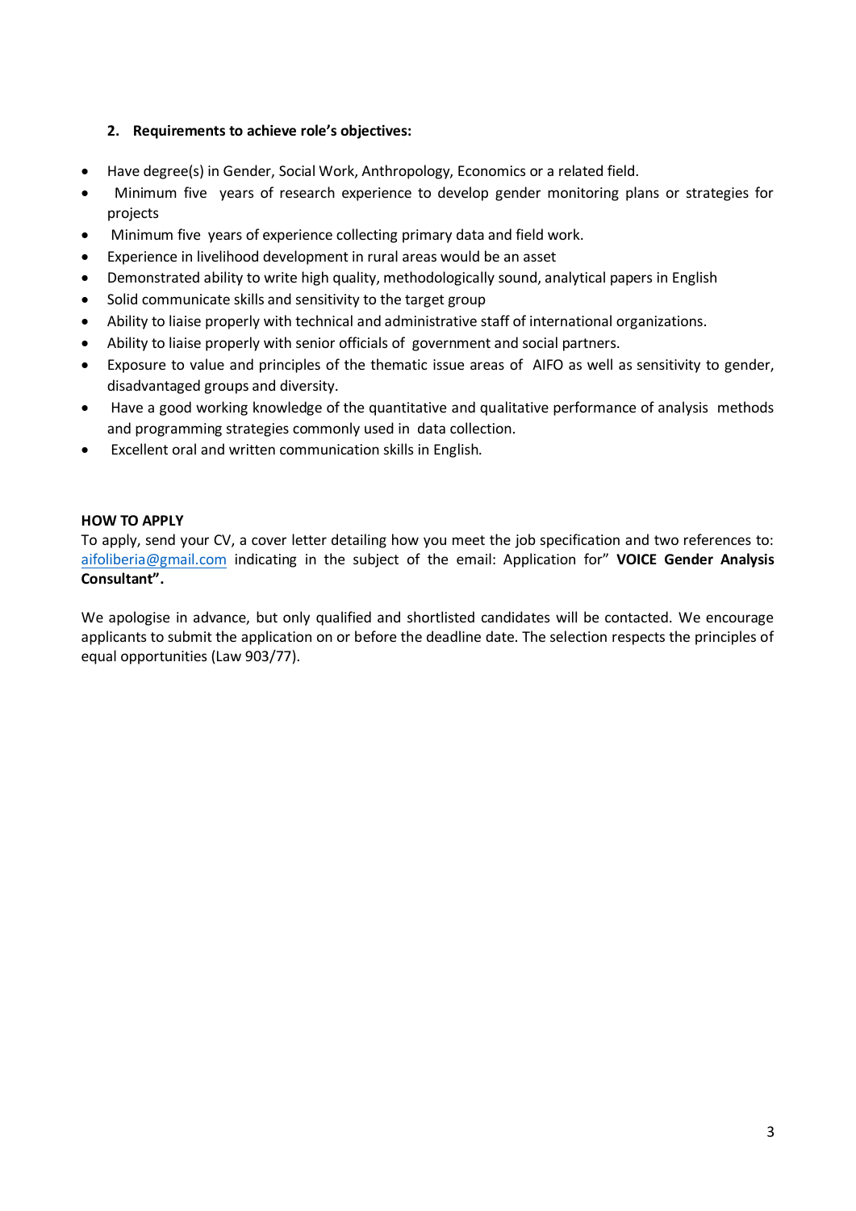### 2. Requirements to achieve role's objectives:

- Have degree(s) in Gender, Social Work, Anthropology, Economics or a related field.
- Minimum five years of research experience to develop gender monitoring plans or strategies for projects
- Minimum five years of experience collecting primary data and field work.
- Experience in livelihood development in rural areas would be an asset
- Demonstrated ability to write high quality, methodologically sound, analytical papers in English
- Solid communicate skills and sensitivity to the target group
- Ability to liaise properly with technical and administrative staff of international organizations.
- Ability to liaise properly with senior officials of government and social partners.
- Exposure to value and principles of the thematic issue areas of AIFO as well as sensitivity to gender, disadvantaged groups and diversity.
- Have a good working knowledge of the quantitative and qualitative performance of analysis methods and programming strategies commonly used in data collection.
- Excellent oral and written communication skills in English.

**HOW TO APPLY**

To apply, send your CV, a cover letter detailing how you meet the job specification and two references to: aifoliberia@gmail.com indicating in the subject of the email: Application for" **VOICE Gender Analysis Consultant".**

We apologise in advance, but only qualified and shortlisted candidates will be contacted. We encourage applicants to submit the application on or before the deadline date. The selection respects the principles of equal opportunities (Law 903/77).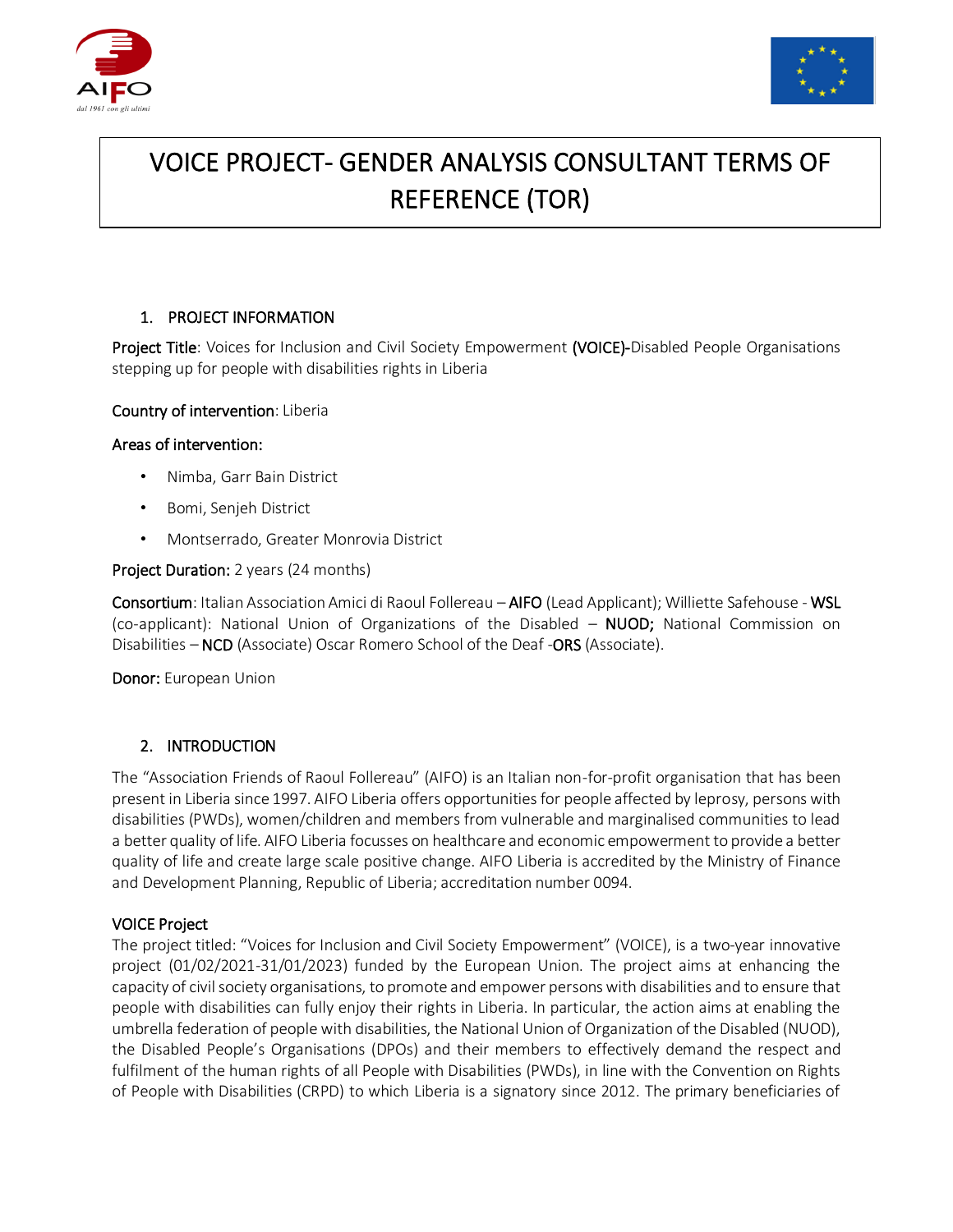# VOICE PROJECT- GENDER ANALYSIS CONSULTANT TERMS OF REFERENCE (TOR)

## 1. PROJECT INFORMATION

**Project Title**: Voices for Inclusion and Civil Society Empowerment **(VOICE)-**Disabled People Organisations stepping up for people with disabilities rights in Liberia

**Country of intervention**: Liberia

**Areas of intervention:**

- Nimba, Garr Bain District
- Bomi, Senjeh District
- Montserrado, Greater Monrovia District

**Project Duration:** 2 years (24 months)

**Consortium**: Italian Association Amici di Raoul Follereau – **AIFO** (Lead Applicant); Williette Safehouse - **WSL** (co-applicant): National Union of Organizations of the Disabled – **NUOD;** National Commission on Disabilities – **NCD** (Associate) Oscar Romero School of the Deaf -**ORS** (Associate).

**Donor:** European Union

## 2. INTRODUCTION

The "Association Friends of Raoul Follereau" (AIFO) is an Italian non-for-profit organisation that has been present in Liberia since 1997. AIFO Liberia offers opportunities for people affected by leprosy, persons with disabilities (PWDs), women/children and members from vulnerable and marginalised communities to lead a better quality of life. AIFO Liberia focusses on healthcare and economic empowerment to provide a better quality of life and create large scale positive change. AIFO Liberia is accredited by the Ministry of Finance and Development Planning, Republic of Liberia; accreditation number 0094.

### VOICE Project

The project titled: "Voices for Inclusion and Civil Society Empowerment" (VOICE), is a two-year innovative project (01/02/2021-31/01/2023) funded by the European Union. The project aims at enhancing the capacity of civil society organisations, to promote and empower persons with disabilities and to ensure that people with disabilities can fully enjoy their rights in Liberia. In particular, the action aims at enabling the umbrella federation of people with disabilities, the National Union of Organization of the Disabled (NUOD), the Disabled People's Organisations (DPOs) and their members to effectively demand the respect and fulfilment of the human rights of all People with Disabilities (PWDs), in line with the Convention on Rights of People with Disabilities (CRPD) to which Liberia is a signatory since 2012. The primary beneficiaries of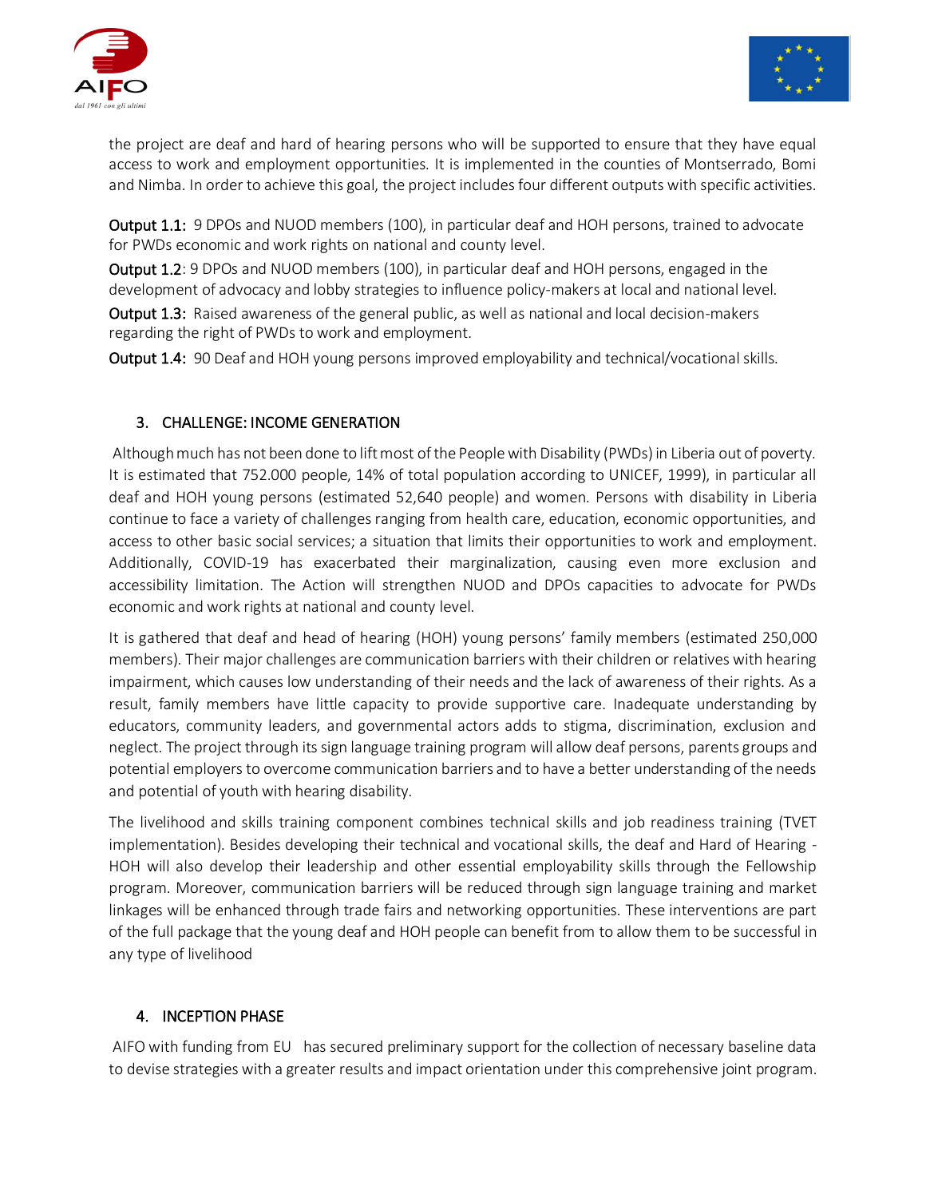the project are deaf and hard of hearing persons who will be supported to ensure that they have equal access to work and employment opportunities. It is implemented in the counties of Montserrado, Bomi and Nimba. In order to achieve this goal, the project includes four different outputs with specific activities.

**Output 1.1:** 9 DPOs and NUOD members (100), in particular deaf and HOH persons, trained to advocate for PWDs economic and work rights on national and county level.

**Output 1.2**: 9 DPOs and NUOD members (100), in particular deaf and HOH persons, engaged in the development of advocacy and lobby strategies to influence policy-makers at local and national level.

**Output 1.3:** Raised awareness of the general public, as well as national and local decision-makers regarding the right of PWDs to work and employment.

**Output 1.4:** 90 Deaf and HOH young persons improved employability and technical/vocational skills.

## 3. CHALLENGE: INCOME GENERATION

Although much has not been done to lift most of the People with Disability (PWDs) in Liberia out of poverty. It is estimated that 752.000 people, 14% of total population according to UNICEF, 1999), in particular all deaf and HOH young persons (estimated 52,640 people) and women. Persons with disability in Liberia continue to face a variety of challenges ranging from health care, education, economic opportunities, and access to other basic social services; a situation that limits their opportunities to work and employment. Additionally, COVID-19 has exacerbated their marginalization, causing even more exclusion and accessibility limitation. The Action will strengthen NUOD and DPOs capacities to advocate for PWDs economic and work rights at national and county level.

It is gathered that deaf and head of hearing (HOH) young persons' family members (estimated 250,000 members). Their major challenges are communication barriers with their children or relatives with hearing impairment, which causes low understanding of their needs and the lack of awareness of their rights. As a result, family members have little capacity to provide supportive care. Inadequate understanding by educators, community leaders, and governmental actors adds to stigma, discrimination, exclusion and neglect. The project through its sign language training program will allow deaf persons, parents groups and potential employers to overcome communication barriers and to have a better understanding of the needs and potential of youth with hearing disability.

The livelihood and skills training component combines technical skills and job readiness training (TVET implementation). Besides developing their technical and vocational skills, the deaf and Hard of Hearing -HOH will also develop their leadership and other essential employability skills through the Fellowship program. Moreover, communication barriers will be reduced through sign language training and market linkages will be enhanced through trade fairs and networking opportunities. These interventions are part of the full package that the young deaf and HOH people can benefit from to allow them to be successful in any type of livelihood

## 4. INCEPTION PHASE

AIFO with funding from EU has secured preliminary support for the collection of necessary baseline data to devise strategies with a greater results and impact orientation under this comprehensive joint program.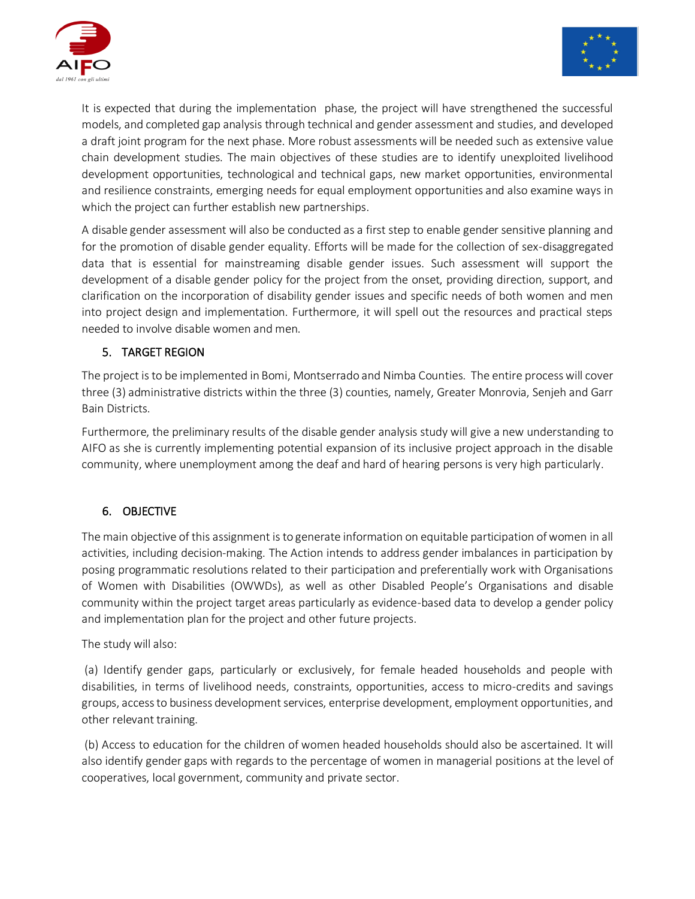It is expected that during the implementation phase, the project will have strengthened the successful models, and completed gap analysis through technical and gender assessment and studies, and developed a draft joint program for the next phase. More robust assessments will be needed such as extensive value chain development studies. The main objectives of these studies are to identify unexploited livelihood development opportunities, technological and technical gaps, new market opportunities, environmental and resilience constraints, emerging needs for equal employment opportunities and also examine ways in which the project can further establish new partnerships.

A disable gender assessment will also be conducted as a first step to enable gender sensitive planning and for the promotion of disable gender equality. Efforts will be made for the collection of sex-disaggregated data that is essential for mainstreaming disable gender issues. Such assessment will support the development of a disable gender policy for the project from the onset, providing direction, support, and clarification on the incorporation of disability gender issues and specific needs of both women and men into project design and implementation. Furthermore, it will spell out the resources and practical steps needed to involve disable women and men.

## 5. TARGET REGION

The project is to be implemented in Bomi, Montserrado and Nimba Counties. The entire process will cover three (3) administrative districts within the three (3) counties, namely, Greater Monrovia, Senjeh and Garr Bain Districts.

Furthermore, the preliminary results of the disable gender analysis study will give a new understanding to AIFO as she is currently implementing potential expansion of its inclusive project approach in the disable community, where unemployment among the deaf and hard of hearing persons is very high particularly.

## 6. OBJECTIVE

The main objective of this assignment is to generate information on equitable participation of women in all activities, including decision-making. The Action intends to address gender imbalances in participation by posing programmatic resolutions related to their participation and preferentially work with Organisations of Women with Disabilities (OWWDs), as well as other Disabled People's Organisations and disable community within the project target areas particularly as evidence-based data to develop a gender policy and implementation plan for the project and other future projects.

The study will also:

(a) Identify gender gaps, particularly or exclusively, for female headed households and people with disabilities, in terms of livelihood needs, constraints, opportunities, access to micro-credits and savings groups, access to business development services, enterprise development, employment opportunities, and other relevant training.

(b) Access to education for the children of women headed households should also be ascertained. It will also identify gender gaps with regards to the percentage of women in managerial positions at the level of cooperatives, local government, community and private sector.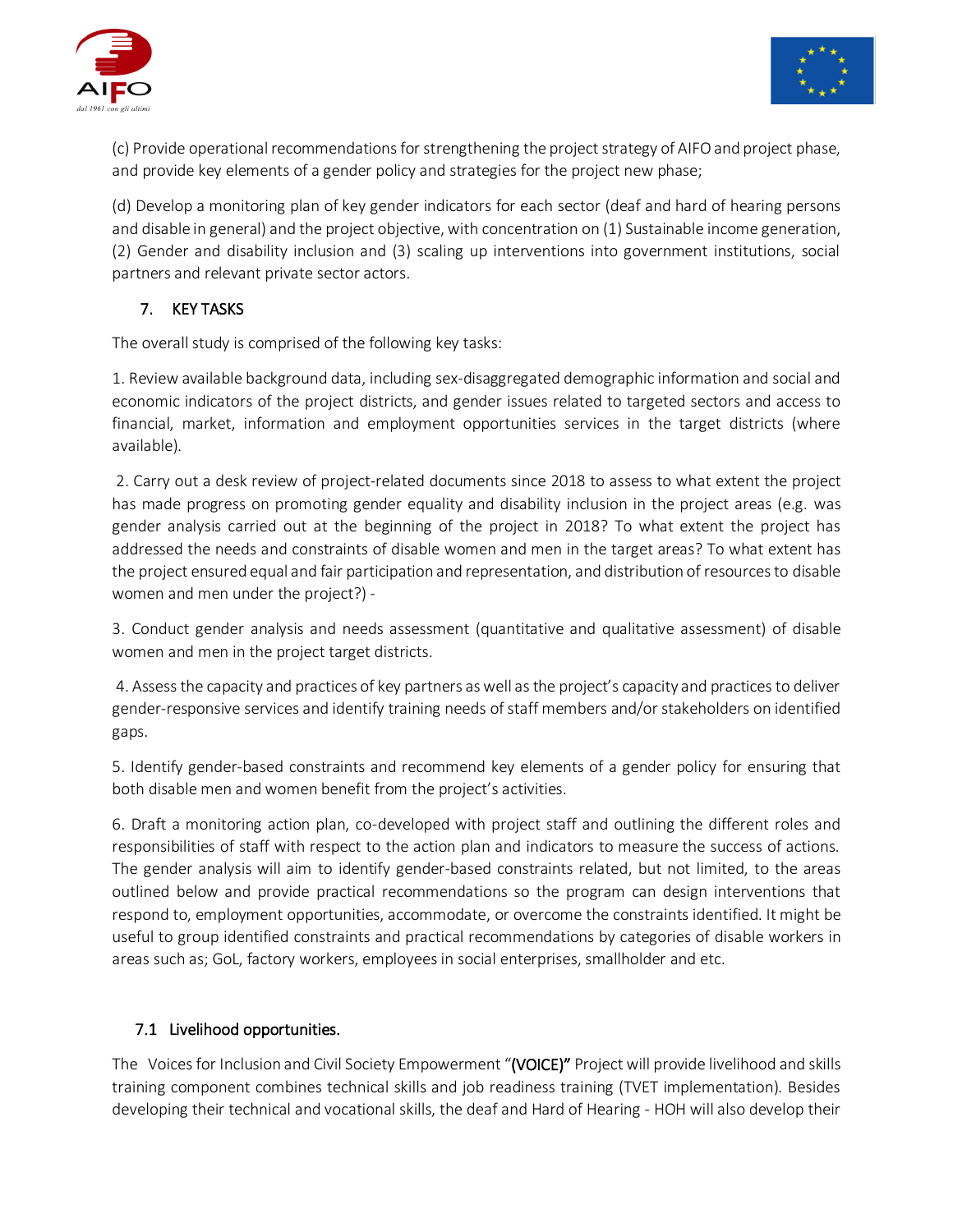(c) Provide operational recommendations for strengthening the project strategy of AIFO and project phase, and provide key elements of a gender policy and strategies for the project new phase;

(d) Develop a monitoring plan of key gender indicators for each sector (deaf and hard of hearing persons and disable in general) and the project objective, with concentration on (1) Sustainable income generation, (2) Gender and disability inclusion and (3) scaling up interventions into government institutions, social partners and relevant private sector actors.

## 7. KEY TASKS

The overall study is comprised of the following key tasks:

1. Review available background data, including sex-disaggregated demographic information and social and economic indicators of the project districts, and gender issues related to targeted sectors and access to financial, market, information and employment opportunities services in the target districts (where available).

2. Carry out a desk review of project-related documents since 2018 to assess to what extent the project has made progress on promoting gender equality and disability inclusion in the project areas (e.g. was gender analysis carried out at the beginning of the project in 2018? To what extent the project has addressed the needs and constraints of disable women and men in the target areas? To what extent has the project ensured equal and fair participation and representation, and distribution of resources to disable women and men under the project?) -

3. Conduct gender analysis and needs assessment (quantitative and qualitative assessment) of disable women and men in the project target districts.

4. Assess the capacity and practices of key partners as well as the project's capacity and practices to deliver gender-responsive services and identify training needs of staff members and/or stakeholders on identified gaps.

5. Identify gender-based constraints and recommend key elements of a gender policy for ensuring that both disable men and women benefit from the project's activities.

6. Draft a monitoring action plan, co-developed with project staff and outlining the different roles and responsibilities of staff with respect to the action plan and indicators to measure the success of actions. The gender analysis will aim to identify gender-based constraints related, but not limited, to the areas outlined below and provide practical recommendations so the program can design interventions that respond to, employment opportunities, accommodate, or overcome the constraints identified. It might be useful to group identified constraints and practical recommendations by categories of disable workers in areas such as; GoL, factory workers, employees in social enterprises, smallholder and etc.

### 7.1 Livelihood opportunities.

The Voices for Inclusion and Civil Society Empowerment "**(VOICE)"** Project will provide livelihood and skills training component combines technical skills and job readiness training (TVET implementation). Besides developing their technical and vocational skills, the deaf and Hard of Hearing - HOH will also develop their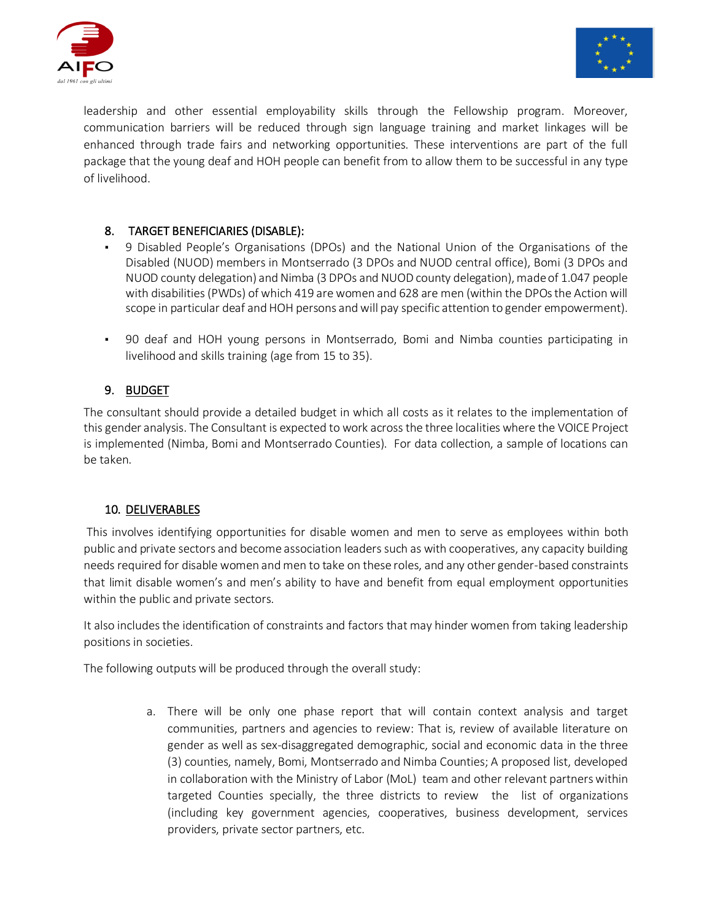leadership and other essential employability skills through the Fellowship program. Moreover, communication barriers will be reduced through sign language training and market linkages will be enhanced through trade fairs and networking opportunities. These interventions are part of the full package that the young deaf and HOH people can benefit from to allow them to be successful in any type of livelihood.

## 8. TARGET BENEFICIARIES (DISABLE):

- 9 Disabled People's Organisations (DPOs) and the National Union of the Organisations of the Disabled (NUOD) members in Montserrado (3 DPOs and NUOD central office), Bomi (3 DPOs and NUOD county delegation) and Nimba (3 DPOs and NUOD county delegation), made of 1.047 people with disabilities (PWDs) of which 419 are women and 628 are men (within the DPOs the Action will scope in particular deaf and HOH persons and will pay specific attention to gender empowerment).

- 90 deaf and HOH young persons in Montserrado, Bomi and Nimba counties participating in livelihood and skills training (age from 15 to 35).

## 9. BUDGET

The consultant should provide a detailed budget in which all costs as it relates to the implementation of this gender analysis. The Consultant is expected to work across the three localities where the VOICE Project is implemented (Nimba, Bomi and Montserrado Counties). For data collection, a sample of locations can be taken.

## 10. DELIVERABLES

This involves identifying opportunities for disable women and men to serve as employees within both public and private sectors and become association leaders such as with cooperatives, any capacity building needs required for disable women and men to take on these roles, and any other gender-based constraints that limit disable women's and men's ability to have and benefit from equal employment opportunities within the public and private sectors.

It also includes the identification of constraints and factors that may hinder women from taking leadership positions in societies.

The following outputs will be produced through the overall study:

a. There will be only one phase report that will contain context analysis and target communities, partners and agencies to review: That is, review of available literature on gender as well as sex-disaggregated demographic, social and economic data in the three (3) counties, namely, Bomi, Montserrado and Nimba Counties; A proposed list, developed in collaboration with the Ministry of Labor (MoL) team and other relevant partners within targeted Counties specially, the three districts to review the list of organizations (including key government agencies, cooperatives, business development, services providers, private sector partners, etc.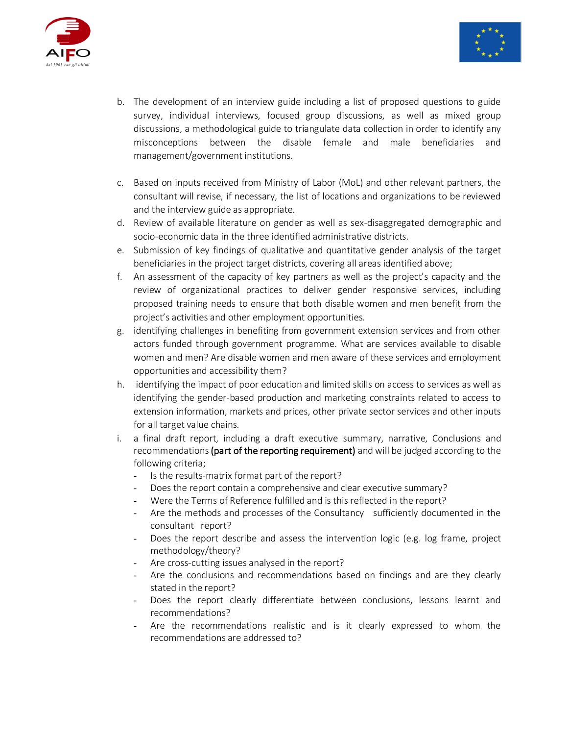b. The development of an interview guide including a list of proposed questions to guide survey, individual interviews, focused group discussions, as well as mixed group discussions, a methodological guide to triangulate data collection in order to identify any misconceptions between the disable female and male beneficiaries and management/government institutions.

c. Based on inputs received from Ministry of Labor (MoL) and other relevant partners, the consultant will revise, if necessary, the list of locations and organizations to be reviewed and the interview guide as appropriate.

d. Review of available literature on gender as well as sex-disaggregated demographic and socio-economic data in the three identified administrative districts.

e. Submission of key findings of qualitative and quantitative gender analysis of the target beneficiaries in the project target districts, covering all areas identified above;

f. An assessment of the capacity of key partners as well as the project's capacity and the review of organizational practices to deliver gender responsive services, including proposed training needs to ensure that both disable women and men benefit from the project's activities and other employment opportunities.

g. identifying challenges in benefiting from government extension services and from other actors funded through government programme. What are services available to disable women and men? Are disable women and men aware of these services and employment opportunities and accessibility them?

h. identifying the impact of poor education and limited skills on access to services as well as identifying the gender-based production and marketing constraints related to access to extension information, markets and prices, other private sector services and other inputs for all target value chains.

i. a final draft report, including a draft executive summary, narrative, Conclusions and recommendations **(part of the reporting requirement)** and will be judged according to the following criteria;
   - Is the results-matrix format part of the report?
   - Does the report contain a comprehensive and clear executive summary?
   - Were the Terms of Reference fulfilled and is this reflected in the report?
   - Are the methods and processes of the Consultancy sufficiently documented in the consultant report?
   - Does the report describe and assess the intervention logic (e.g. log frame, project methodology/theory?
   - Are cross-cutting issues analysed in the report?
   - Are the conclusions and recommendations based on findings and are they clearly stated in the report?
   - Does the report clearly differentiate between conclusions, lessons learnt and recommendations?
   - Are the recommendations realistic and is it clearly expressed to whom the recommendations are addressed to?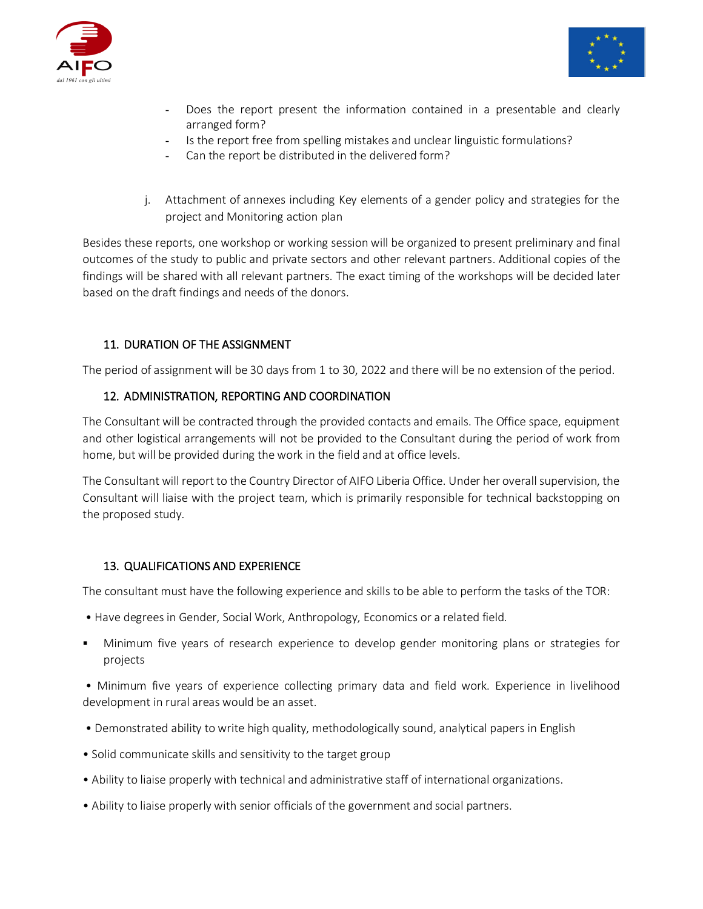- Does the report present the information contained in a presentable and clearly arranged form?
- Is the report free from spelling mistakes and unclear linguistic formulations?
- Can the report be distributed in the delivered form?

j. Attachment of annexes including Key elements of a gender policy and strategies for the project and Monitoring action plan

Besides these reports, one workshop or working session will be organized to present preliminary and final outcomes of the study to public and private sectors and other relevant partners. Additional copies of the findings will be shared with all relevant partners. The exact timing of the workshops will be decided later based on the draft findings and needs of the donors.

## 11. DURATION OF THE ASSIGNMENT

The period of assignment will be 30 days from 1 to 30, 2022 and there will be no extension of the period.

## 12. ADMINISTRATION, REPORTING AND COORDINATION

The Consultant will be contracted through the provided contacts and emails. The Office space, equipment and other logistical arrangements will not be provided to the Consultant during the period of work from home, but will be provided during the work in the field and at office levels.

The Consultant will report to the Country Director of AIFO Liberia Office. Under her overall supervision, the Consultant will liaise with the project team, which is primarily responsible for technical backstopping on the proposed study.

## 13. QUALIFICATIONS AND EXPERIENCE

The consultant must have the following experience and skills to be able to perform the tasks of the TOR:

- Have degrees in Gender, Social Work, Anthropology, Economics or a related field.
- Minimum five years of research experience to develop gender monitoring plans or strategies for projects
- Minimum five years of experience collecting primary data and field work. Experience in livelihood development in rural areas would be an asset.
- Demonstrated ability to write high quality, methodologically sound, analytical papers in English
- Solid communicate skills and sensitivity to the target group
- Ability to liaise properly with technical and administrative staff of international organizations.
- Ability to liaise properly with senior officials of the government and social partners.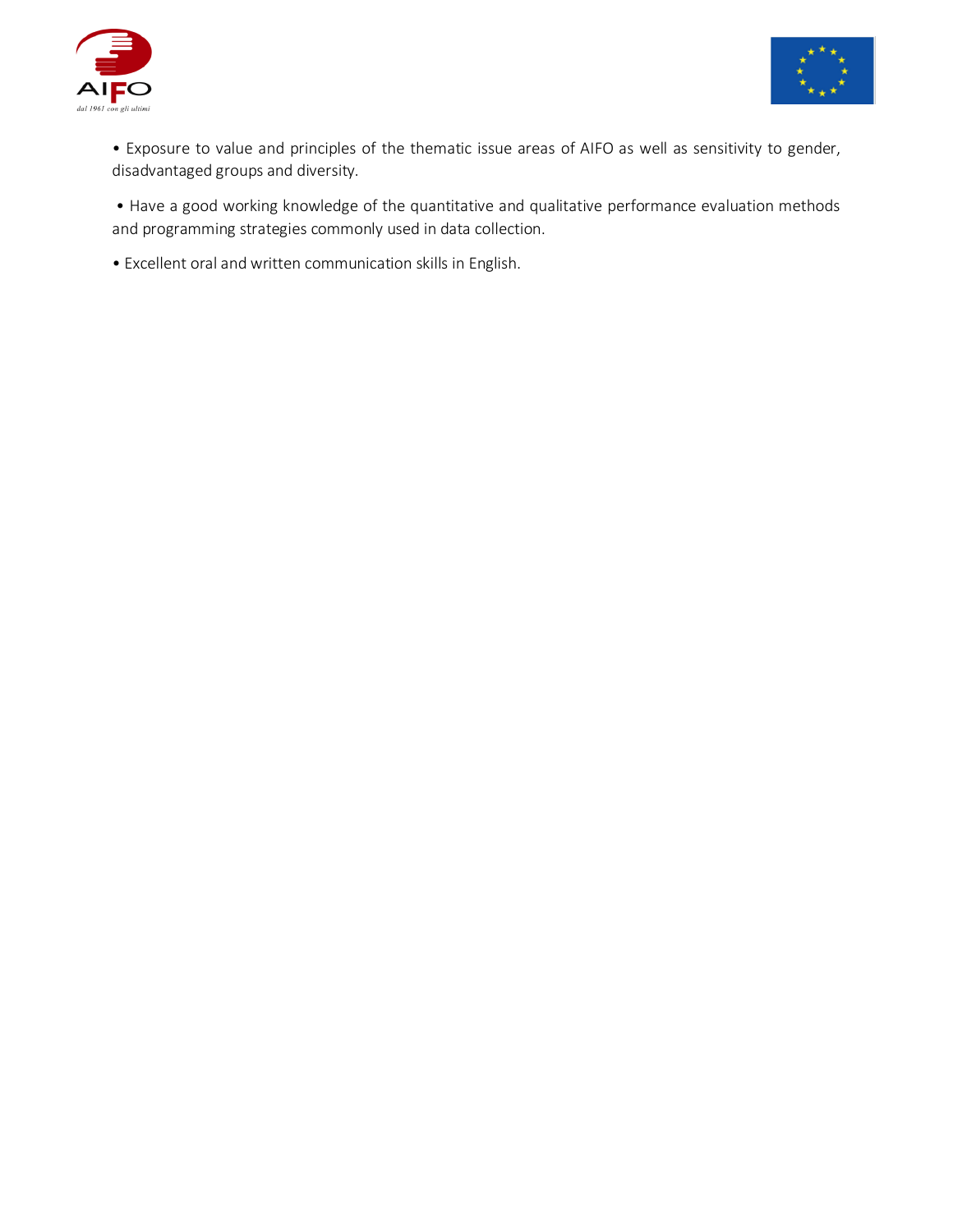- Exposure to value and principles of the thematic issue areas of AIFO as well as sensitivity to gender, disadvantaged groups and diversity.

- Have a good working knowledge of the quantitative and qualitative performance evaluation methods and programming strategies commonly used in data collection.

- Excellent oral and written communication skills in English.